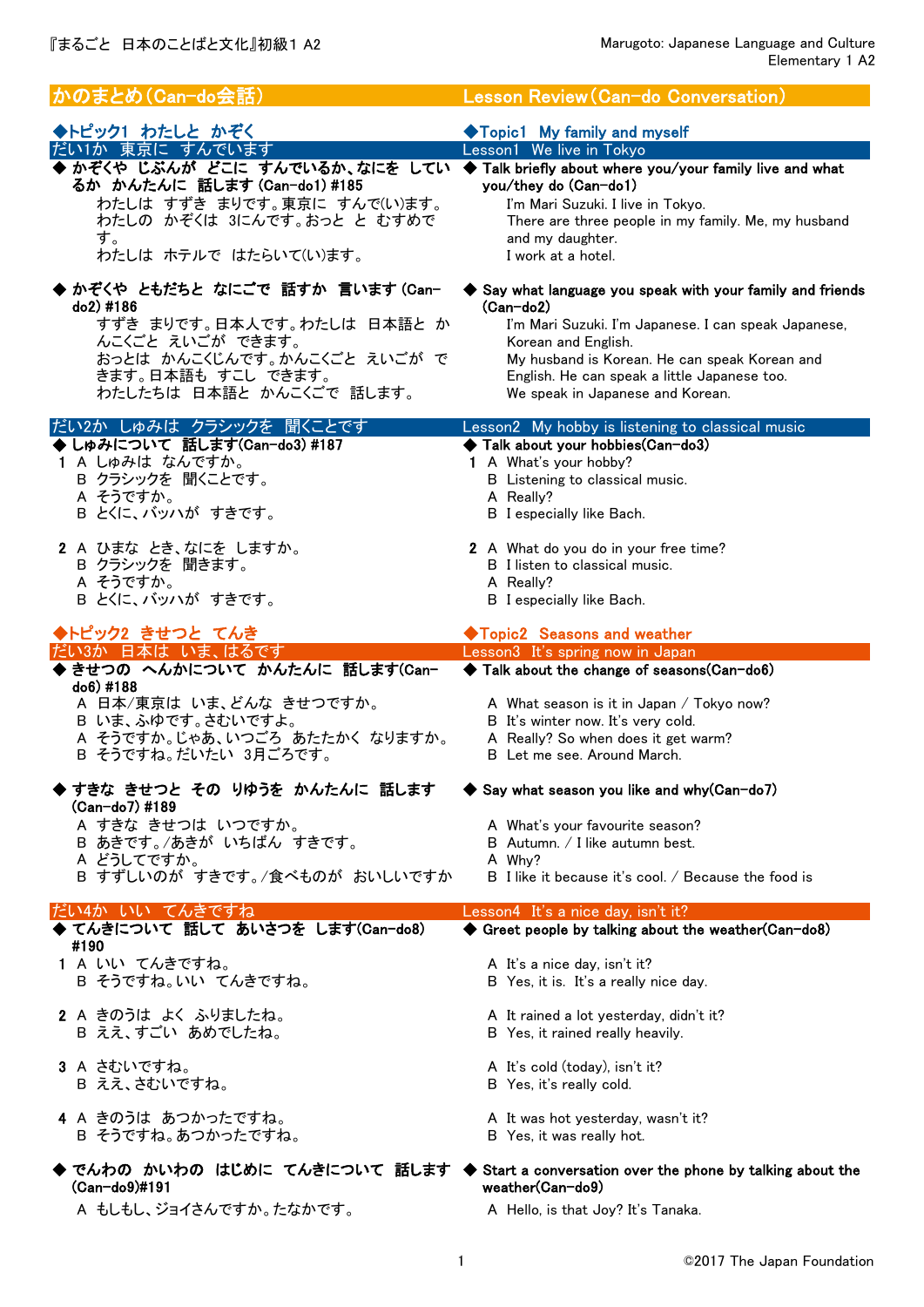## かのまとめ（Can-do会話） / Lesson Review（Can-do Conversation）

### ◆トピック1　わたしと　かぞく / ◆Topic1　My family and myself

#### だい1か　東京に　すんでいます / Lesson1　We live in Tokyo

**◆ かぞくや　じぶんが　どこに　すんでいるか、なにを　しているか　かんたんに　話します (Can-do1) #185**

わたしは　すずき　まりです。東京に　すんで(い)ます。
わたしの　かぞくは　3にんです。おっと　と　むすめです。
わたしは　ホテルで　はたらいて(い)ます。

**◆ Talk briefly about where you/your family live and what you/they do (Can-do1)**

I'm Mari Suzuki. I live in Tokyo.
There are three people in my family. Me, my husband and my daughter.
I work at a hotel.

**◆ かぞくや　ともだちと　なにごで　話すか　言います (Can-do2) #186**

すずき　まりです。日本人です。わたしは　日本語と　かんこくごと　えいごが　できます。
おっとは　かんこくじんです。かんこくごと　えいごが　できます。日本語も　すこし　できます。
わたしたちは　日本語と　かんこくごで　話します。

**◆ Say what language you speak with your family and friends (Can-do2)**

I'm Mari Suzuki. I'm Japanese. I can speak Japanese, Korean and English.
My husband is Korean. He can speak Korean and English. He can speak a little Japanese too.
We speak in Japanese and Korean.

#### だい2か　しゅみは　クラシックを　聞くことです / Lesson2　My hobby is listening to classical music

**◆ しゅみについて　話します(Can-do3) #187**

1
A　しゅみは　なんですか。
B　クラシックを　聞くことです。
A　そうですか。
B　とくに、バッハが　すきです。

2
A　ひまな　とき、なにを　しますか。
B　クラシックを　聞きます。
A　そうですか。
B　とくに、バッハが　すきです。

**◆ Talk about your hobbies(Can-do3)**

1
A　What's your hobby?
B　Listening to classical music.
A　Really?
B　I especially like Bach.

2
A　What do you do in your free time?
B　I listen to classical music.
A　Really?
B　I especially like Bach.

### ◆トピック2　きせつと　てんき / ◆Topic2　Seasons and weather

#### だい3か　日本は　いま、はるです / Lesson3　It's spring now in Japan

**◆ きせつの　へんかについて　かんたんに　話します(Can-do6) #188**

A　日本/東京は　いま、どんな　きせつですか。
B　いま、ふゆです。さむいですよ。
A　そうですか。じゃあ、いつごろ　あたたかく　なりますか。
B　そうですね。だいたい　3月ごろです。

**◆ Talk about the change of seasons(Can-do6)**

A　What season is it in Japan / Tokyo now?
B　It's winter now. It's very cold.
A　Really? So when does it get warm?
B　Let me see. Around March.

**◆ すきな　きせつと　その　りゆうを　かんたんに　話します (Can-do7) #189**

A　すきな　きせつは　いつですか。
B　あきです。/あきが　いちばん　すきです。
A　どうしてですか。
B　すずしいのが　すきです。/食べものが　おいしいですか

**◆ Say what season you like and why(Can-do7)**

A　What's your favourite season?
B　Autumn. / I like autumn best.
A　Why?
B　I like it because it's cool. / Because the food is

#### だい4か　いい　てんきですね / Lesson4　It's a nice day, isn't it?

**◆ てんきについて　話して　あいさつを　します(Can-do8) #190**

1
A　いい　てんきですね。
B　そうですね。いい　てんきですね。

2
A　きのうは　よく　ふりましたね。
B　ええ、すごい　あめでしたね。

3
A　さむいですね。
B　ええ、さむいですね。

4
A　きのうは　あつかったですね。
B　そうですね。あつかったですね。

**◆ Greet people by talking about the weather(Can-do8)**

A　It's a nice day, isn't it?
B　Yes, it is.　It's a really nice day.

A　It rained a lot yesterday, didn't it?
B　Yes, it rained really heavily.

A　It's cold (today), isn't it?
B　Yes, it's really cold.

A　It was hot yesterday, wasn't it?
B　Yes, it was really hot.

**◆ でんわの　かいわの　はじめに　てんきについて　話します (Can-do9)#191**

A　もしもし、ジョイさんですか。たなかです。

**◆ Start a conversation over the phone by talking about the weather(Can-do9)**

A　Hello, is that Joy? It's Tanaka.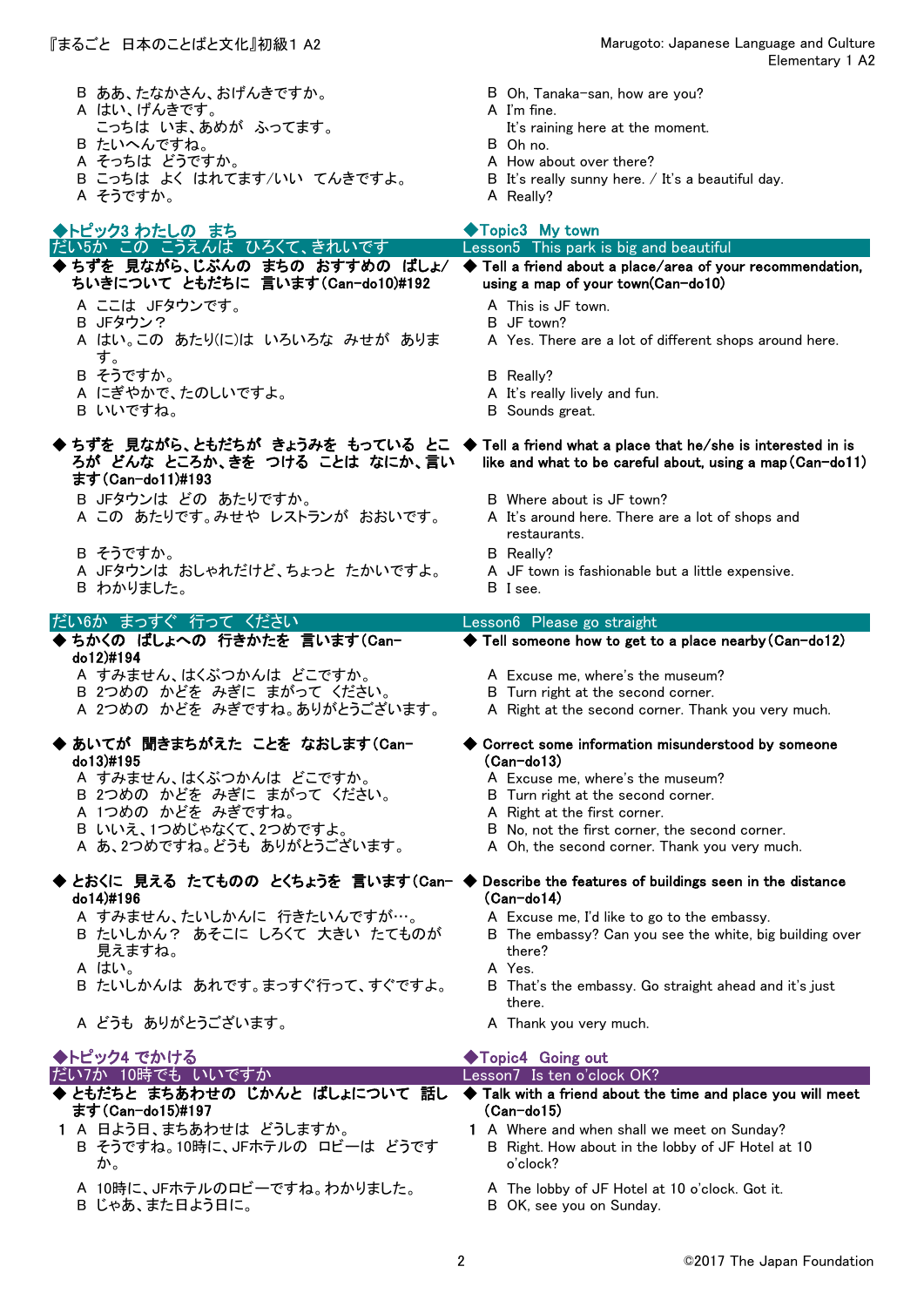B ああ、たなかさん、おげんきですか。
A はい、げんきです。
　こっちは　いま、あめが　ふってます。
B たいへんですね。
A そっちは　どうですか。
B こっちは　よく　はれてます/いい　てんきですよ。
A そうですか。

B Oh, Tanaka-san, how are you?
A I'm fine.
　It's raining here at the moment.
B Oh no.
A How about over there?
B It's really sunny here. / It's a beautiful day.
A Really?

## ◆トピック3 わたしの　まち / ◆Topic3 My town

### だい5か　この　こうえんは　ひろくて、きれいです / Lesson5 This park is big and beautiful

**◆ ちずを　見ながら、じぶんの　まちの　おすすめの　ばしょ/ちいきについて　ともだちに　言います(Can-do10)#192**

A ここは　JFタウンです。
B JFタウン？
A はい。この　あたり(に)は　いろいろな　みせが　あります。
B そうですか。
A にぎやかで、たのしいですよ。
B いいですね。

**◆ Tell a friend about a place/area of your recommendation, using a map of your town(Can-do10)**

A This is JF town.
B JF town?
A Yes. There are a lot of different shops around here.
B Really?
A It's really lively and fun.
B Sounds great.

**◆ ちずを　見ながら、ともだちが　きょうみを　もっている　ところが　どんな　ところか、きを　つける　ことは　なにか、言います(Can-do11)#193**

B JFタウンは　どの　あたりですか。
A この　あたりです。みせや　レストランが　おおいです。
B そうですか。
A JFタウンは　おしゃれだけど、ちょっと　たかいですよ。
B わかりました。

**◆ Tell a friend what a place that he/she is interested in is like and what to be careful about, using a map(Can-do11)**

B Where about is JF town?
A It's around here. There are a lot of shops and restaurants.
B Really?
A JF town is fashionable but a little expensive.
B I see.

### だい6か　まっすぐ　行って　ください / Lesson6 Please go straight

**◆ ちかくの　ばしょへの　行きかたを　言います(Can-do12)#194**

A すみません、はくぶつかんは　どこですか。
B 2つめの　かどを　みぎに　まがって　ください。
A 2つめの　かどを　みぎですね。ありがとうございます。

**◆ Tell someone how to get to a place nearby(Can-do12)**

A Excuse me, where's the museum?
B Turn right at the second corner.
A Right at the second corner. Thank you very much.

**◆ あいてが　聞きまちがえた　ことを　なおします(Can-do13)#195**

A すみません、はくぶつかんは　どこですか。
B 2つめの　かどを　みぎに　まがって　ください。
A 1つめの　かどを　みぎですね。
B いいえ、1つめじゃなくて、2つめですよ。
A あ、2つめですね。どうも　ありがとうございます。

**◆ Correct some information misunderstood by someone (Can-do13)**

A Excuse me, where's the museum?
B Turn right at the second corner.
A Right at the first corner.
B No, not the first corner, the second corner.
A Oh, the second corner. Thank you very much.

**◆ とおくに　見える　たてものの　とくちょうを　言います(Can-do14)#196**

A すみません、たいしかんに　行きたいんですが…。
B たいしかん？　あそこに　しろくて　大きい　たてものが　見えますね。
A はい。
B たいしかんは　あれです。まっすぐ行って、すぐですよ。
A どうも　ありがとうございます。

**◆ Describe the features of buildings seen in the distance (Can-do14)**

A Excuse me, I'd like to go to the embassy.
B The embassy? Can you see the white, big building over there?
A Yes.
B That's the embassy. Go straight ahead and it's just there.
A Thank you very much.

## ◆トピック4 でかける / ◆Topic4 Going out

### だい7か　10時でも　いいですか / Lesson7 Is ten o'clock OK?

**◆ ともだちと　まちあわせの　じかんと　ばしょについて　話します(Can-do15)#197**

1 A 日よう日、まちあわせは　どうしますか。
　B そうですね。10時に、JFホテルの　ロビーは　どうですか。
　A 10時に、JFホテルのロビーですね。わかりました。
　B じゃあ、また日よう日に。

**◆ Talk with a friend about the time and place you will meet (Can-do15)**

1 A Where and when shall we meet on Sunday?
　B Right. How about in the lobby of JF Hotel at 10 o'clock?
　A The lobby of JF Hotel at 10 o'clock. Got it.
　B OK, see you on Sunday.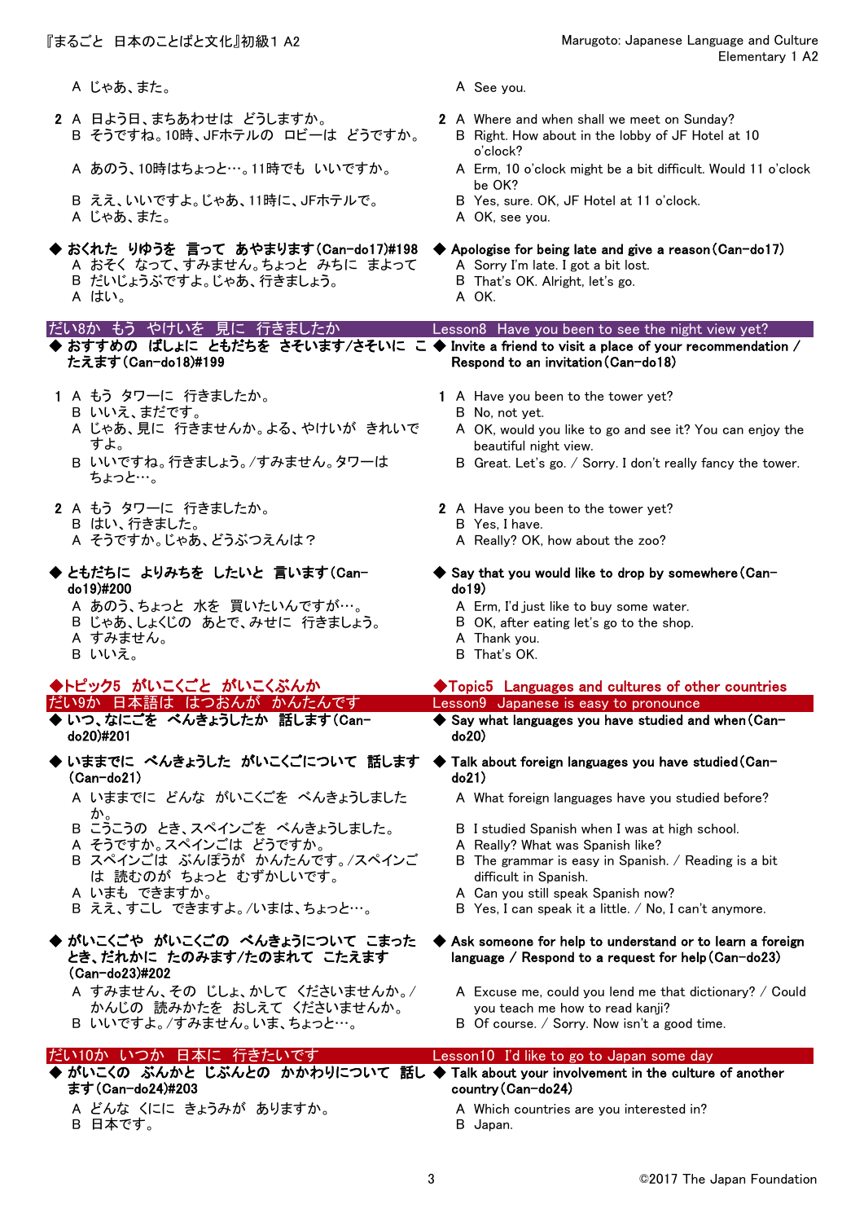A じゃあ、また。

A See you.

2 A 日よう日、まちあわせは どうしますか。
B そうですね。10時、JFホテルの ロビーは どうですか。
A あのう、10時はちょっと…。11時でも いいですか。
B ええ、いいですよ。じゃあ、11時に、JFホテルで。
A じゃあ、また。

2 A Where and when shall we meet on Sunday?
B Right. How about in the lobby of JF Hotel at 10 o'clock?
A Erm, 10 o'clock might be a bit difficult. Would 11 o'clock be OK?
B Yes, sure. OK, JF Hotel at 11 o'clock.
A OK, see you.

**◆ おくれた りゆうを 言って あやまります(Can-do17)#198**
A おそく なって、すみません。ちょっと みちに まよって
B だいじょうぶですよ。じゃあ、行きましょう。
A はい。

**◆ Apologise for being late and give a reason(Can-do17)**
A Sorry I'm late. I got a bit lost.
B That's OK. Alright, let's go.
A OK.

## だい8か もう やけいを 見に 行きましたか
## Lesson8 Have you been to see the night view yet?

**◆ おすすめの ばしょに ともだちを さそいます/さそいに こたえます(Can-do18)#199**

**◆ Invite a friend to visit a place of your recommendation / Respond to an invitation(Can-do18)**

1 A もう タワーに 行きましたか。
B いいえ、まだです。
A じゃあ、見に 行きませんか。よる、やけいが きれいですよ。
B いいですね。行きましょう。/すみません。タワーは ちょっと…。

1 A Have you been to the tower yet?
B No, not yet.
A OK, would you like to go and see it? You can enjoy the beautiful night view.
B Great. Let's go. / Sorry. I don't really fancy the tower.

2 A もう タワーに 行きましたか。
B はい、行きました。
A そうですか。じゃあ、どうぶつえんは？

2 A Have you been to the tower yet?
B Yes, I have.
A Really? OK, how about the zoo?

**◆ ともだちに よりみちを したいと 言います(Can-do19)#200**
A あのう、ちょっと 水を 買いたいんですが…。
B じゃあ、しょくじの あとで、みせに 行きましょう。
A すみません。
B いいえ。

**◆ Say that you would like to drop by somewhere(Can-do19)**
A Erm, I'd just like to buy some water.
B OK, after eating let's go to the shop.
A Thank you.
B That's OK.

# ◆トピック5 がいこくごと がいこくぶんか
# ◆Topic5 Languages and cultures of other countries

## だい9か 日本語は はつおんが かんたんです
## Lesson9 Japanese is easy to pronounce

**◆ いつ、なにごを べんきょうしたか 話します(Can-do20)#201**

**◆ Say what languages you have studied and when(Can-do20)**

**◆ いままでに べんきょうした がいこくごについて 話します(Can-do21)**
A いままでに どんな がいこくごを べんきょうしましたか。
B こうこうの とき、スペインごを べんきょうしました。
A そうですか。スペインごは どうですか。
B スペインごは ぶんぽうが かんたんです。/スペインごは 読むのが ちょっと むずかしいです。
A いまも できますか。
B ええ、すこし できますよ。/いまは、ちょっと…。

**◆ Talk about foreign languages you have studied(Can-do21)**
A What foreign languages have you studied before?
B I studied Spanish when I was at high school.
A Really? What was Spanish like?
B The grammar is easy in Spanish. / Reading is a bit difficult in Spanish.
A Can you still speak Spanish now?
B Yes, I can speak it a little. / No, I can't anymore.

**◆ がいこくごや がいこくごの べんきょうについて こまったとき、だれかに たのみます/たのまれて こたえます(Can-do23)#202**
A すみません、その じしょ、かして くださいませんか。/かんじの 読みかたを おしえて くださいませんか。
B いいですよ。/すみません。いま、ちょっと…。

**◆ Ask someone for help to understand or to learn a foreign language / Respond to a request for help(Can-do23)**
A Excuse me, could you lend me that dictionary? / Could you teach me how to read kanji?
B Of course. / Sorry. Now isn't a good time.

## だい10か いつか 日本に 行きたいです
## Lesson10 I'd like to go to Japan some day

**◆ がいこくの ぶんかと じぶんとの かかわりについて 話します(Can-do24)#203**
A どんな くにに きょうみが ありますか。
B 日本です。

**◆ Talk about your involvement in the culture of another country(Can-do24)**
A Which countries are you interested in?
B Japan.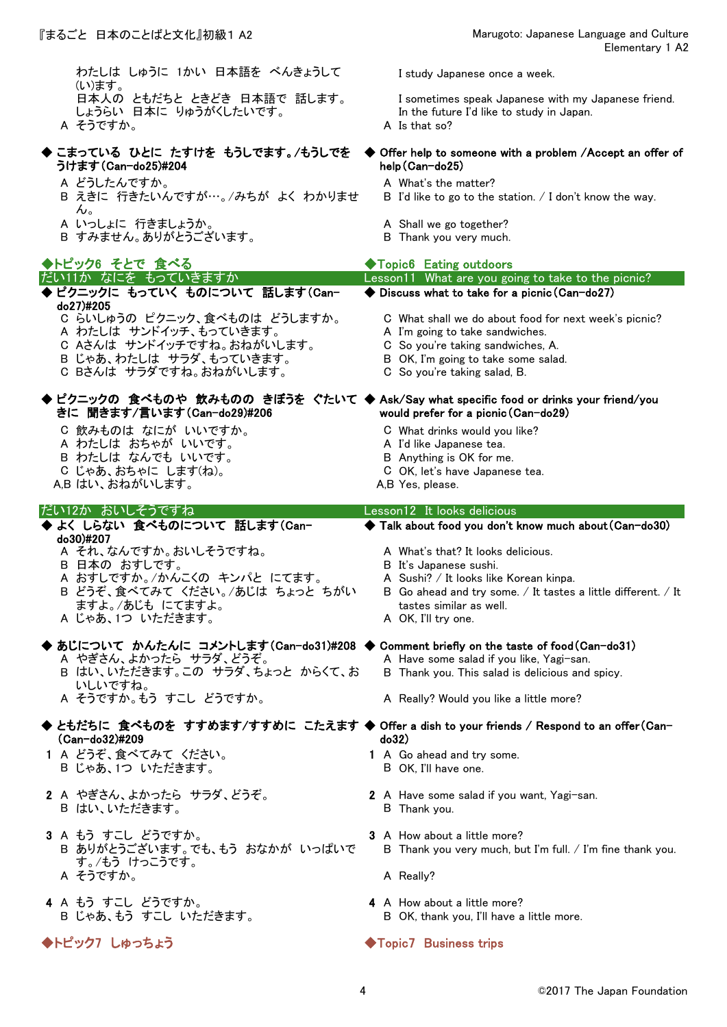わたしは　しゅうに　1かい　日本語を　べんきょうして(い)ます。
日本人の　ともだちと　ときどき　日本語で　話します。
しょうらい　日本に　りゅうがくしたいです。
A　そうですか。

I study Japanese once a week.
I sometimes speak Japanese with my Japanese friend.
In the future I'd like to study in Japan.
A　Is that so?

### ◆ こまっている　ひとに　たすけを　もうしでます。/もうしでを　うけます(Can-do25)#204

A　どうしたんですか。
B　えきに　行きたいんですが…。/みちが　よく　わかりません。
A　いっしょに　行きましょうか。
B　すみません。ありがとうございます。

### ◆ Offer help to someone with a problem /Accept an offer of help(Can-do25)

A　What's the matter?
B　I'd like to go to the station. / I don't know the way.
A　Shall we go together?
B　Thank you very much.

## ◆トピック6　そとで　食べる / ◆Topic6　Eating outdoors

### だい11か　なにを　もっていきますか / Lesson11　What are you going to take to the picnic?

### ◆ ピクニックに　もっていく　ものについて　話します(Can-do27)#205

C　らいしゅうの　ピクニック、食べものは　どうしますか。
A　わたしは　サンドイッチ、もっていきます。
C　Aさんは　サンドイッチですね。おねがいします。
B　じゃあ、わたしは　サラダ、もっていきます。
C　Bさんは　サラダですね。おねがいします。

### ◆ Discuss what to take for a picnic(Can-do27)

C　What shall we do about food for next week's picnic?
A　I'm going to take sandwiches.
C　So you're taking sandwiches, A.
B　OK, I'm going to take some salad.
C　So you're taking salad, B.

### ◆ ピクニックの　食べものや　飲みものの　きぼうを　ぐたいてきに　聞きます/言います(Can-do29)#206

C　飲みものは　なにが　いいですか。
A　わたしは　おちゃが　いいです。
B　わたしは　なんでも　いいです。
C　じゃあ、おちゃに　します(ね)。
A,B はい、おねがいします。

### ◆ Ask/Say what specific food or drinks your friend/you would prefer for a picnic(Can-do29)

C　What drinks would you like?
A　I'd like Japanese tea.
B　Anything is OK for me.
C　OK, let's have Japanese tea.
A,B Yes, please.

### だい12か　おいしそうですね / Lesson12　It looks delicious

### ◆ よく　しらない　食べものについて　話します(Can-do30)#207

A　それ、なんですか。おいしそうですね。
B　日本の　おすしです。
A　おすしですか。/かんこくの　キンパと　にてます。
B　どうぞ、食べてみて　ください。/あじは　ちょっと　ちがいますよ。/あじも　にてますよ。
A　じゃあ、1つ　いただきます。

### ◆ Talk about food you don't know much about(Can-do30)

A　What's that? It looks delicious.
B　It's Japanese sushi.
A　Sushi? / It looks like Korean kinpa.
B　Go ahead and try some. / It tastes a little different. / It tastes similar as well.
A　OK, I'll try one.

### ◆ あじについて　かんたんに　コメントします(Can-do31)#208

A　やぎさん、よかったら　サラダ、どうぞ。
B　はい、いただきます。この　サラダ、ちょっと　からくて、おいしいですね。
A　そうですか。もう　すこし　どうですか。

### ◆ Comment briefly on the taste of food(Can-do31)

A　Have some salad if you like, Yagi-san.
B　Thank you. This salad is delicious and spicy.
A　Really? Would you like a little more?

### ◆ ともだちに　食べものを　すすめます/すすめに　こたえます(Can-do32)#209

1　A　どうぞ、食べてみて　ください。
　　B　じゃあ、1つ　いただきます。

2　A　やぎさん、よかったら　サラダ、どうぞ。
　　B　はい、いただきます。

3　A　もう　すこし　どうですか。
　　B　ありがとうございます。でも、もう　おなかが　いっぱいです。/もう　けっこうです。
　　A　そうですか。

4　A　もう　すこし　どうですか。
　　B　じゃあ、もう　すこし　いただきます。

### ◆ Offer a dish to your friends / Respond to an offer(Can-do32)

1　A　Go ahead and try some.
　　B　OK, I'll have one.

2　A　Have some salad if you want, Yagi-san.
　　B　Thank you.

3　A　How about a little more?
　　B　Thank you very much, but I'm full. / I'm fine thank you.
　　A　Really?

4　A　How about a little more?
　　B　OK, thank you, I'll have a little more.

## ◆トピック7　しゅっちょう / ◆Topic7　Business trips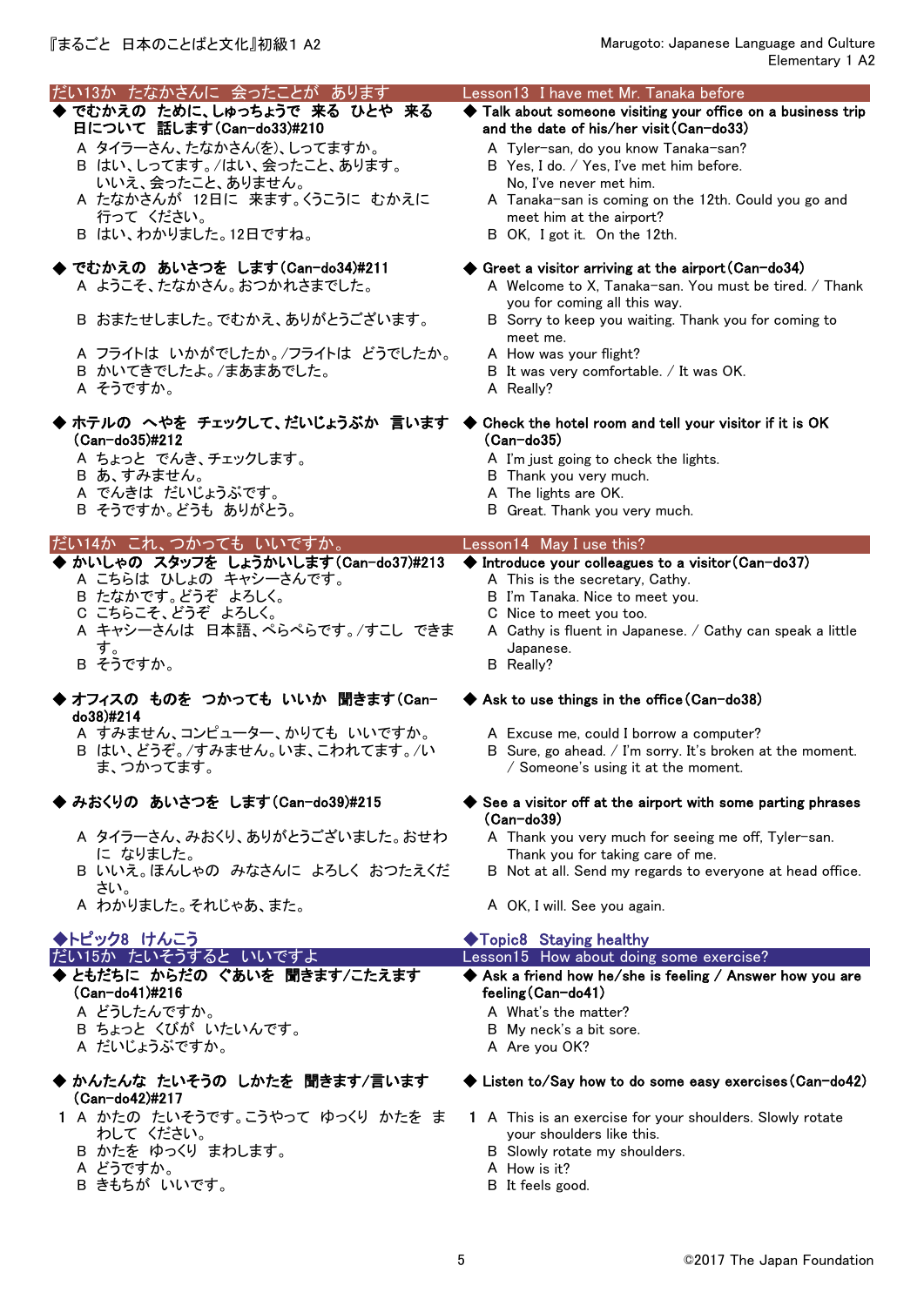## だい13か　たなかさんに　会ったことが　あります
## Lesson13　I have met Mr. Tanaka before

◆ **でむかえの　ために、しゅっちょうで　来る　ひとや　来る日について　話します(Can-do33)#210**

A　タイラーさん、たなかさん(を)、しってますか。
B　はい、しってます。/はい、会ったこと、あります。
　　いいえ、会ったこと、ありません。
A　たなかさんが　12日に　来ます。くうこうに　むかえに行って　ください。
B　はい、わかりました。12日ですね。

◆ **Talk about someone visiting your office on a business trip and the date of his/her visit(Can-do33)**

A　Tyler-san, do you know Tanaka-san?
B　Yes, I do. / Yes, I've met him before.
　　No, I've never met him.
A　Tanaka-san is coming on the 12th. Could you go and meet him at the airport?
B　OK,  I got it.  On the 12th.

◆ **でむかえの　あいさつを　します(Can-do34)#211**

A　ようこそ、たなかさん。おつかれさまでした。
B　おまたせしました。でむかえ、ありがとうございます。
A　フライトは　いかがでしたか。/フライトは　どうでしたか。
B　かいてきでしたよ。/まあまあでした。
A　そうですか。

◆ **Greet a visitor arriving at the airport(Can-do34)**

A　Welcome to X, Tanaka-san. You must be tired. / Thank you for coming all this way.
B　Sorry to keep you waiting. Thank you for coming to meet me.
A　How was your flight?
B　It was very comfortable. / It was OK.
A　Really?

◆ **ホテルの　へやを　チェックして、だいじょうぶか　言います(Can-do35)#212**

A　ちょっと　でんき、チェックします。
B　あ、すみません。
A　でんきは　だいじょうぶです。
B　そうですか。どうも　ありがとう。

◆ **Check the hotel room and tell your visitor if it is OK(Can-do35)**

A　I'm just going to check the lights.
B　Thank you very much.
A　The lights are OK.
B　Great. Thank you very much.

## だい14か　これ、つかっても　いいですか。
## Lesson14　May I use this?

◆ **かいしゃの　スタッフを　しょうかいします(Can-do37)#213**

A　こちらは　ひしょの　キャシーさんです。
B　たなかです。どうぞ　よろしく。
C　こちらこそ、どうぞ　よろしく。
A　キャシーさんは　日本語、ぺらぺらです。/すこし　できます。
B　そうですか。

◆ **Introduce your colleagues to a visitor(Can-do37)**

A　This is the secretary, Cathy.
B　I'm Tanaka. Nice to meet you.
C　Nice to meet you too.
A　Cathy is fluent in Japanese. / Cathy can speak a little Japanese.
B　Really?

◆ **オフィスの　ものを　つかっても　いいか　聞きます(Can-do38)#214**

A　すみません、コンピューター、かりても　いいですか。
B　はい、どうぞ。/すみません。いま、こわれてます。/いま、つかってます。

◆ **Ask to use things in the office(Can-do38)**

A　Excuse me, could I borrow a computer?
B　Sure, go ahead. / I'm sorry. It's broken at the moment. / Someone's using it at the moment.

◆ **みおくりの　あいさつを　します(Can-do39)#215**

A　タイラーさん、みおくり、ありがとうございました。おせわに　なりました。
B　いいえ。ほんしゃの　みなさんに　よろしく　おつたえください。
A　わかりました。それじゃあ、また。

◆ **See a visitor off at the airport with some parting phrases(Can-do39)**

A　Thank you very much for seeing me off, Tyler-san. Thank you for taking care of me.
B　Not at all. Send my regards to everyone at head office.
A　OK, I will. See you again.

## ◆トピック8　けんこう
## ◆Topic8　Staying healthy

## だい15か　たいそうすると　いいですよ
## Lesson15　How about doing some exercise?

◆ **ともだちに　からだの　ぐあいを　聞きます/こたえます(Can-do41)#216**

A　どうしたんですか。
B　ちょっと　くびが　いたいんです。
A　だいじょうぶですか。

◆ **Ask a friend how he/she is feeling / Answer how you are feeling(Can-do41)**

A　What's the matter?
B　My neck's a bit sore.
A　Are you OK?

◆ **かんたんな　たいそうの　しかたを　聞きます/言います(Can-do42)#217**

1　A　かたの　たいそうです。こうやって　ゆっくり　かたを　まわして　ください。
　　B　かたを　ゆっくり　まわします。
　　A　どうですか。
　　B　きもちが　いいです。

◆ **Listen to/Say how to do some easy exercises(Can-do42)**

1　A　This is an exercise for your shoulders. Slowly rotate your shoulders like this.
　　B　Slowly rotate my shoulders.
　　A　How is it?
　　B　It feels good.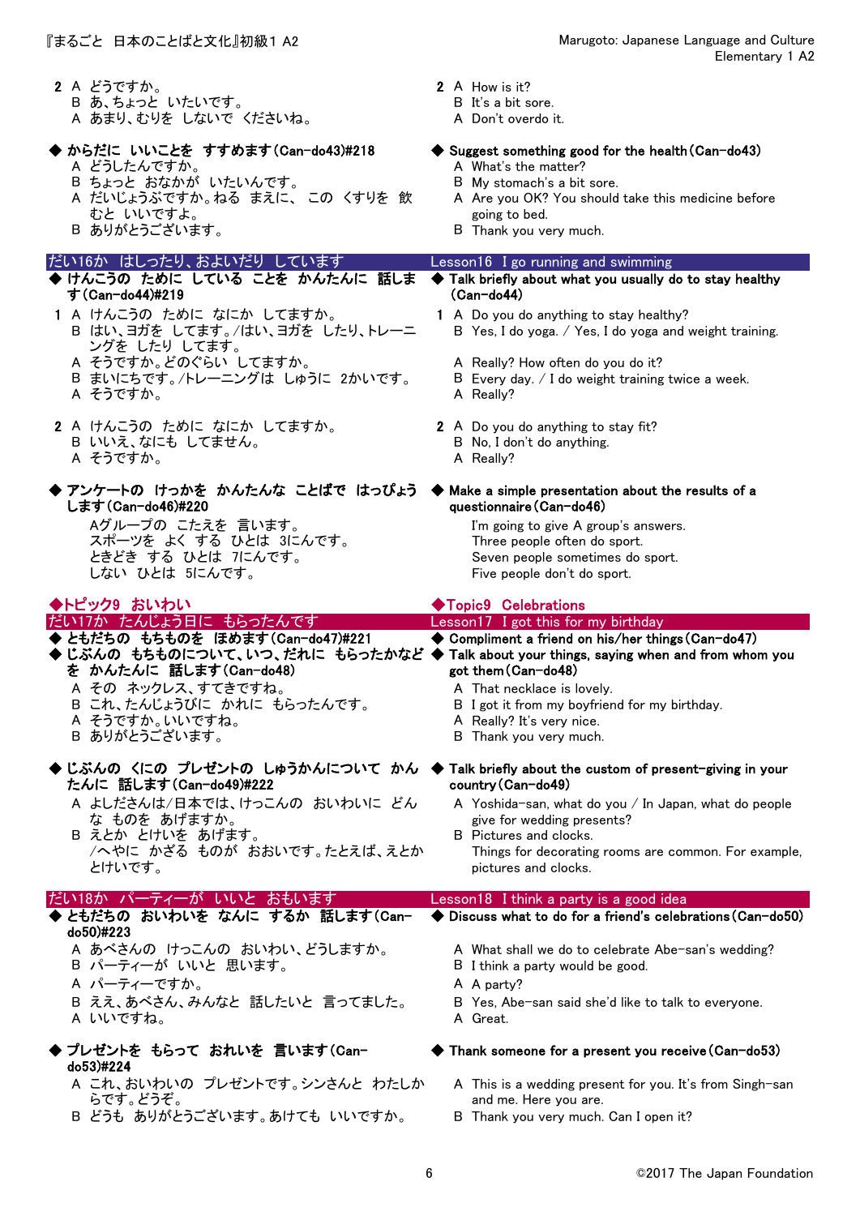2 A どうですか。
B あ、ちょっと いたいです。
A あまり、むりを しないで くださいね。

2 A How is it?
B It's a bit sore.
A Don't overdo it.

◆ からだに いいことを すすめます(Can-do43)#218

A どうしたんですか。
B ちょっと おなかが いたいんです。
A だいじょうぶですか。ねる まえに、 この くすりを 飲むと いいですよ。
B ありがとうございます。

◆ Suggest something good for the health(Can-do43)

A What's the matter?
B My stomach's a bit sore.
A Are you OK? You should take this medicine before going to bed.
B Thank you very much.

## だい16か はしったり、およいだり しています / Lesson16 I go running and swimming

◆ けんこうの ために している ことを かんたんに 話します(Can-do44)#219

1 A けんこうの ために なにか してますか。
B はい、ヨガを してます。/はい、ヨガを したり、トレーニングを したり してます。
A そうですか。どのぐらい してますか。
B まいにちです。/トレーニングは しゅうに 2かいです。
A そうですか。

2 A けんこうの ために なにか してますか。
B いいえ、なにも してません。
A そうですか。

◆ Talk briefly about what you usually do to stay healthy (Can-do44)

1 A Do you do anything to stay healthy?
B Yes, I do yoga. / Yes, I do yoga and weight training.
A Really? How often do you do it?
B Every day. / I do weight training twice a week.
A Really?

2 A Do you do anything to stay fit?
B No, I don't do anything.
A Really?

◆ アンケートの けっかを かんたんな ことばで はっぴょうします(Can-do46)#220

Aグループの こたえを 言います。
スポーツを よく する ひとは 3にんです。
ときどき する ひとは 7にんです。
しない ひとは 5にんです。

◆ Make a simple presentation about the results of a questionnaire(Can-do46)

I'm going to give A group's answers.
Three people often do sport.
Seven people sometimes do sport.
Five people don't do sport.

# ◆トピック9 おいわい / ◆Topic9 Celebrations

## だい17か たんじょう日に もらったんです / Lesson17 I got this for my birthday

◆ ともだちの もちものを ほめます(Can-do47)#221
◆ じぶんの もちものについて、いつ、だれに もらったかなどを かんたんに 話します(Can-do48)

A その ネックレス、すてきですね。
B これ、たんじょうびに かれに もらったんです。
A そうですか。いいですね。
B ありがとうございます。

◆ Compliment a friend on his/her things(Can-do47)
◆ Talk about your things, saying when and from whom you got them(Can-do48)

A That necklace is lovely.
B I got it from my boyfriend for my birthday.
A Really? It's very nice.
B Thank you very much.

◆ じぶんの くにの プレゼントの しゅうかんについて かんたんに 話します(Can-do49)#222

A よしださんは/日本では、けっこんの おいわいに どんな ものを あげますか。
B えとか とけいを あげます。
/へやに かざる ものが おおいです。たとえば、えとか とけいです。

◆ Talk briefly about the custom of present-giving in your country(Can-do49)

A Yoshida-san, what do you / In Japan, what do people give for wedding presents?
B Pictures and clocks.
Things for decorating rooms are common. For example, pictures and clocks.

## だい18か パーティーが いいと おもいます / Lesson18 I think a party is a good idea

◆ ともだちの おいわいを なんに するか 話します(Can-do50)#223

A あべさんの けっこんの おいわい、どうしますか。
B パーティーが いいと 思います。
A パーティーですか。
B ええ、あべさん、みんなと 話したいと 言ってました。
A いいですね。

◆ Discuss what to do for a friend's celebrations(Can-do50)

A What shall we do to celebrate Abe-san's wedding?
B I think a party would be good.
A A party?
B Yes, Abe-san said she'd like to talk to everyone.
A Great.

◆ プレゼントを もらって おれいを 言います(Can-do53)#224

A これ、おいわいの プレゼントです。シンさんと わたしからです。どうぞ。
B どうも ありがとうございます。あけても いいですか。

◆ Thank someone for a present you receive(Can-do53)

A This is a wedding present for you. It's from Singh-san and me. Here you are.
B Thank you very much. Can I open it?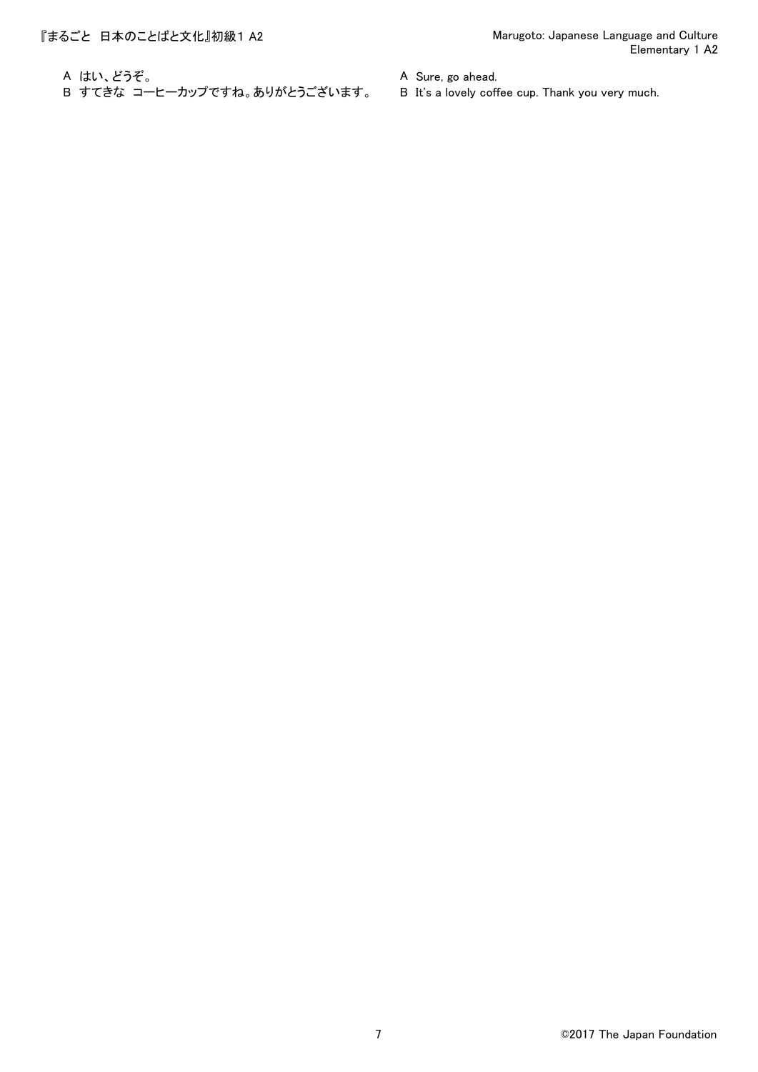A はい、どうぞ。
B すてきな コーヒーカップですね。ありがとうございます。

A Sure, go ahead.
B It's a lovely coffee cup. Thank you very much.